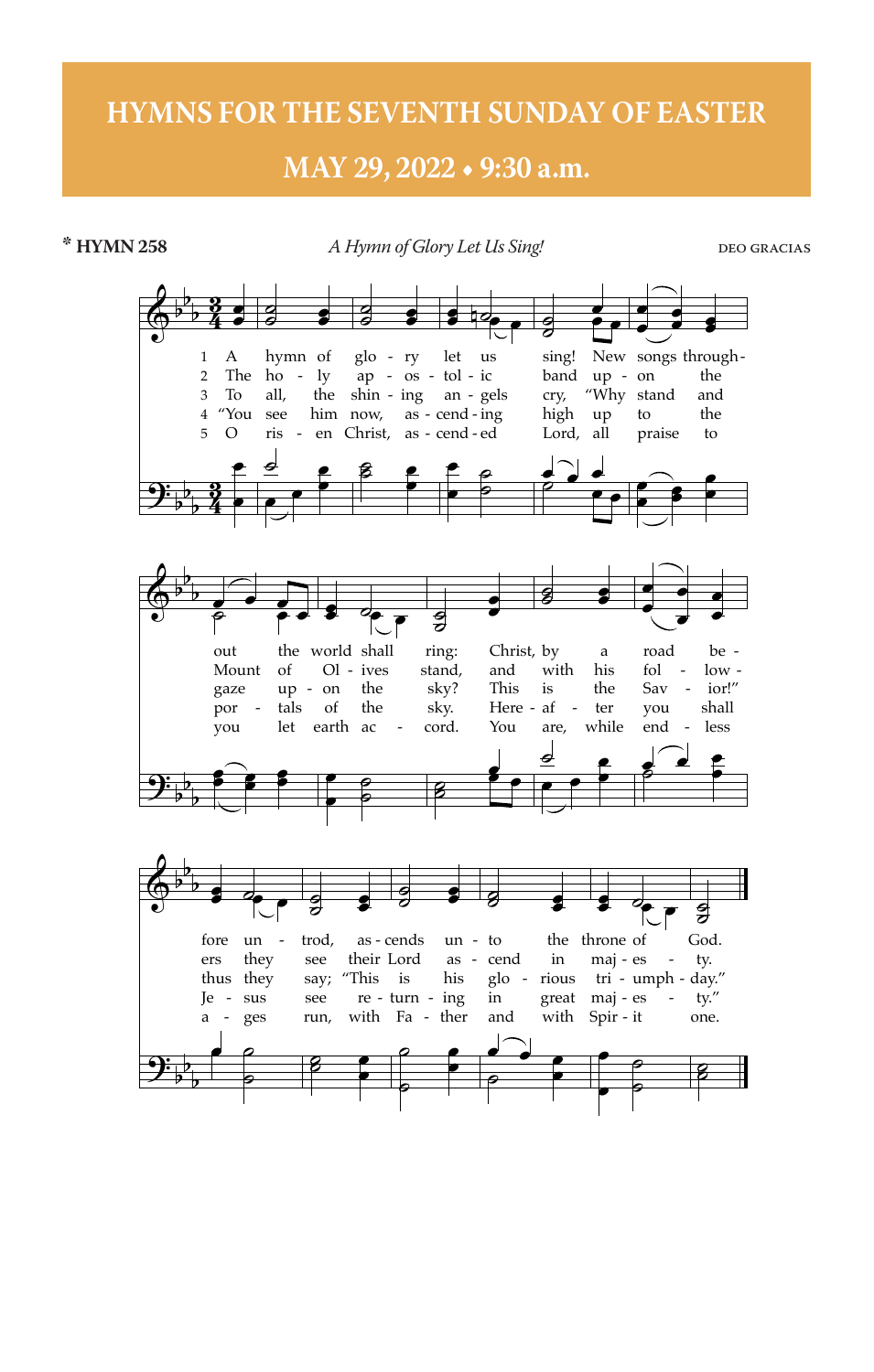# HYMNS FOR THE SEVENTH SUNDAY OF EASTER

## MAY 29, 2022 • 9:30 a.m.

**\* HYMN 258** *A Hymn of Glory Let Us Sing!* DEO GRACIAS

1. A hymn of glory let us sing!
New songs throughout the world shall ring:
Christ, by a road before untrod,
ascends unto the throne of God.

2. The holy apostolic band
upon the Mount of Olives stand,
and with his followers they see
their Lord ascend in majesty.

3. To all, the shining angels cry,
"Why stand and gaze upon the sky?
This is the Savior!" thus they say;
"This is his glorious triumph day."

4. "You see him now, ascending high
up to the portals of the sky.
Hereafter you shall Jesus see
return in great majesty."

5. O risen Christ, ascended Lord,
all praise to you let earth accord.
You are, while endless ages run,
with Father and with Spirit one.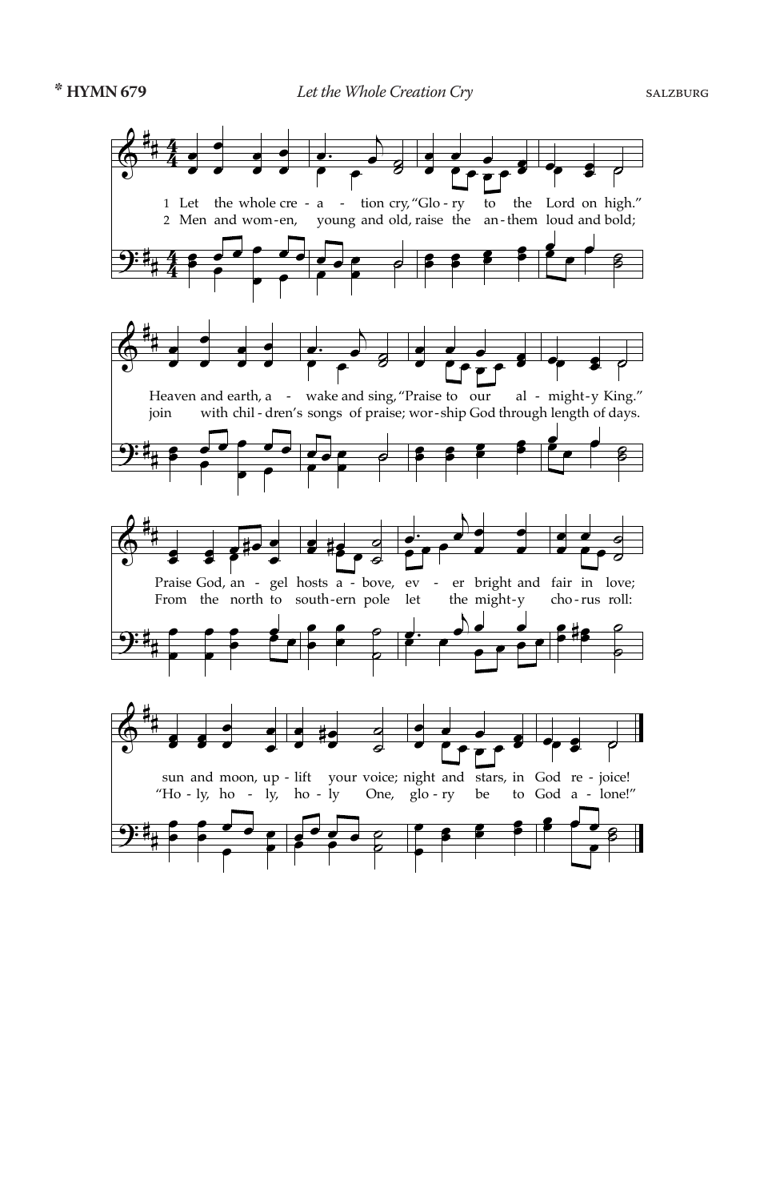**\* HYMN 679** *Let the Whole Creation Cry* SALZBURG

1 Let the whole cre - a - tion cry, "Glo - ry to the Lord on high."
Heaven and earth, a - wake and sing, "Praise to our al - might - y King."
Praise God, an - gel hosts a - bove, ev - er bright and fair in love;
sun and moon, up - lift your voice; night and stars, in God re - joice!

2 Men and wom - en, young and old, raise the an - them loud and bold;
join with chil - dren's songs of praise; wor - ship God through length of days.
From the north to south - ern pole let the might - y cho - rus roll:
"Ho - ly, ho - ly, ho - ly One, glo - ry be to God a - lone!"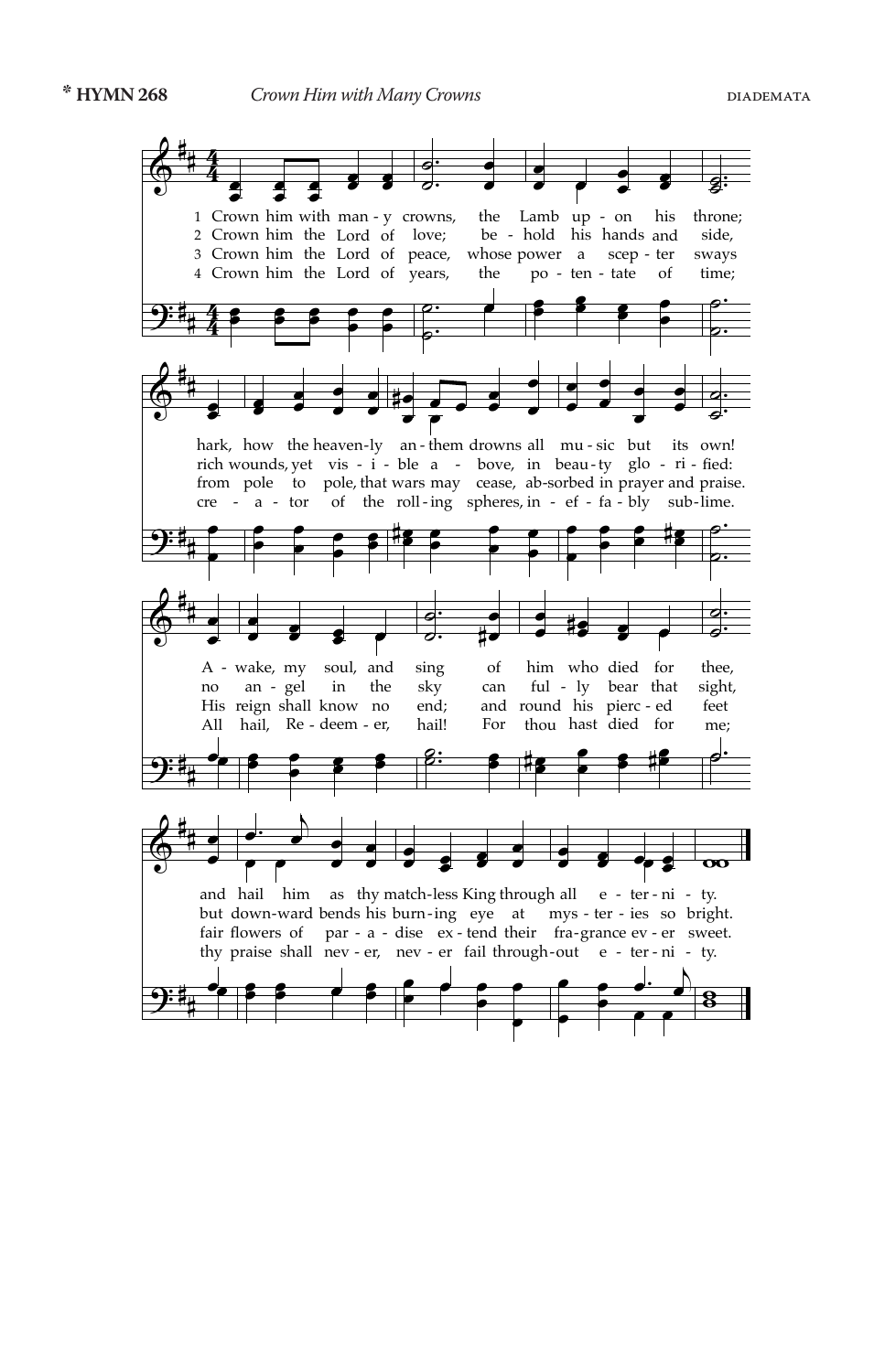**\* HYMN 268** *Crown Him with Many Crowns* DIADEMATA

1 Crown him with many crowns, the Lamb upon his throne;
hark, how the heavenly anthem drowns all music but its own!
Awake, my soul, and sing of him who died for thee,
and hail him as thy matchless King through all eternity.

2 Crown him the Lord of love; behold his hands and side,
rich wounds, yet visible above, in beauty glorified:
no angel in the sky can fully bear that sight,
but downward bends his burning eye at mysteries so bright.

3 Crown him the Lord of peace, whose power a scepter sways
from pole to pole, that wars may cease, absorbed in prayer and praise.
His reign shall know no end; and round his pierced feet
fair flowers of paradise extend their fragrance ever sweet.

4 Crown him the Lord of years, the potentate of time;
creator of the rolling spheres, ineffably sublime.
All hail, Redeemer, hail! For thou hast died for me;
thy praise shall never, never fail throughout eternity.